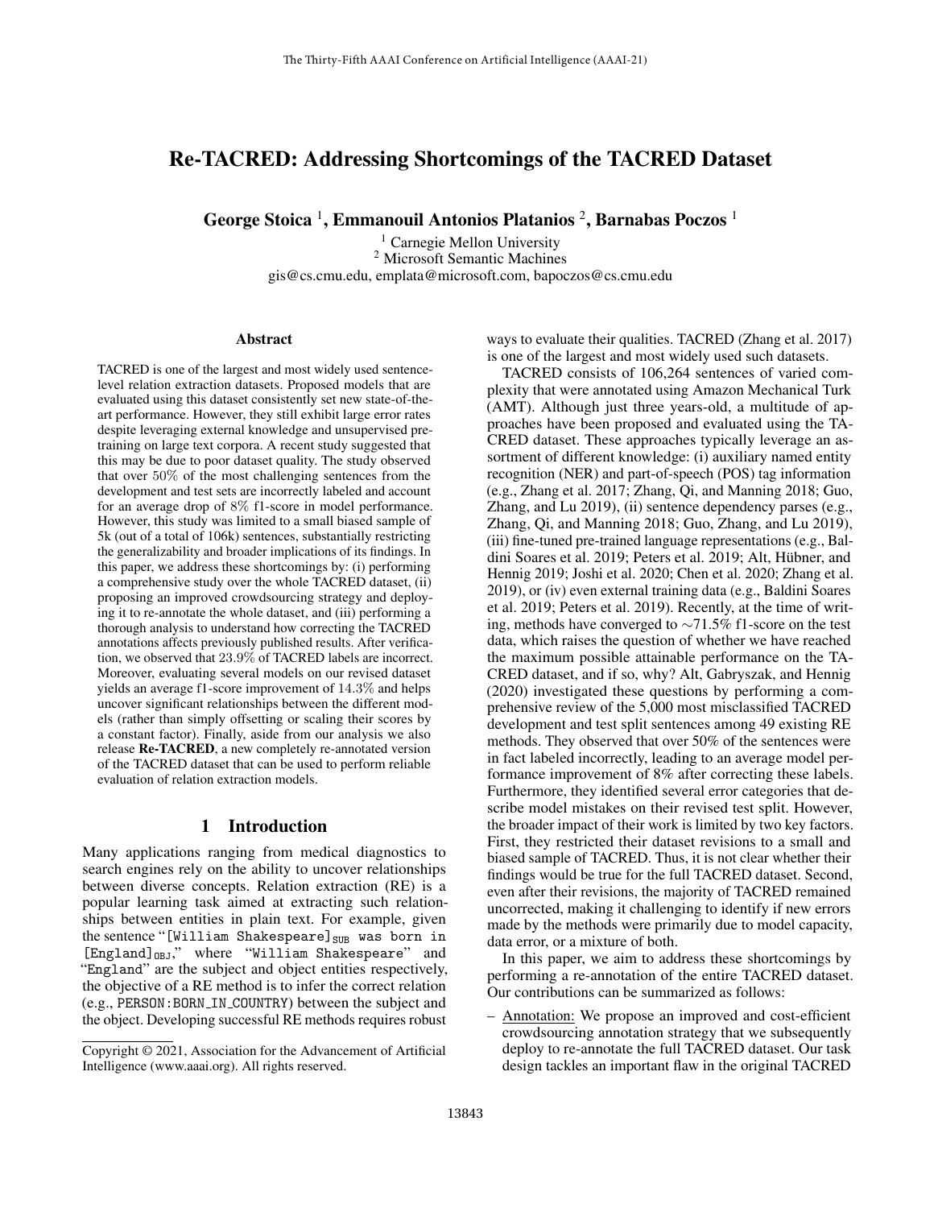# Re-TACRED: Addressing Shortcomings of the TACRED Dataset

**George Stoica [1], Emmanouil Antonios Platanios [2], Barnabas Poczos [1]**

[1] Carnegie Mellon University
[2] Microsoft Semantic Machines
gis@cs.cmu.edu, emplata@microsoft.com, bapoczos@cs.cmu.edu

## Abstract

TACRED is one of the largest and most widely used sentence-level relation extraction datasets. Proposed models that are evaluated using this dataset consistently set new state-of-the-art performance. However, they still exhibit large error rates despite leveraging external knowledge and unsupervised pre-training on large text corpora. A recent study suggested that this may be due to poor dataset quality. The study observed that over 50% of the most challenging sentences from the development and test sets are incorrectly labeled and account for an average drop of 8% f1-score in model performance. However, this study was limited to a small biased sample of 5k (out of a total of 106k) sentences, substantially restricting the generalizability and broader implications of its findings. In this paper, we address these shortcomings by: (i) performing a comprehensive study over the whole TACRED dataset, (ii) proposing an improved crowdsourcing strategy and deploying it to re-annotate the whole dataset, and (iii) performing a thorough analysis to understand how correcting the TACRED annotations affects previously published results. After verification, we observed that 23.9% of TACRED labels are incorrect. Moreover, evaluating several models on our revised dataset yields an average f1-score improvement of 14.3% and helps uncover significant relationships between the different models (rather than simply offsetting or scaling their scores by a constant factor). Finally, aside from our analysis we also release **Re-TACRED**, a new completely re-annotated version of the TACRED dataset that can be used to perform reliable evaluation of relation extraction models.

## 1 Introduction

Many applications ranging from medical diagnostics to search engines rely on the ability to uncover relationships between diverse concepts. Relation extraction (RE) is a popular learning task aimed at extracting such relationships between entities in plain text. For example, given the sentence "[William Shakespeare]$_{\text{SUB}}$ was born in [England]$_{\text{OBJ}}$," where "William Shakespeare" and "England" are the subject and object entities respectively, the objective of a RE method is to infer the correct relation (e.g., PERSON:BORN_IN_COUNTRY) between the subject and the object. Developing successful RE methods requires robust ways to evaluate their qualities. TACRED (Zhang et al. 2017) is one of the largest and most widely used such datasets.

TACRED consists of 106,264 sentences of varied complexity that were annotated using Amazon Mechanical Turk (AMT). Although just three years-old, a multitude of approaches have been proposed and evaluated using the TACRED dataset. These approaches typically leverage an assortment of different knowledge: (i) auxiliary named entity recognition (NER) and part-of-speech (POS) tag information (e.g., Zhang et al. 2017; Zhang, Qi, and Manning 2018; Guo, Zhang, and Lu 2019), (ii) sentence dependency parses (e.g., Zhang, Qi, and Manning 2018; Guo, Zhang, and Lu 2019), (iii) fine-tuned pre-trained language representations (e.g., Baldini Soares et al. 2019; Peters et al. 2019; Alt, Hübner, and Hennig 2019; Joshi et al. 2020; Chen et al. 2020; Zhang et al. 2019), or (iv) even external training data (e.g., Baldini Soares et al. 2019; Peters et al. 2019). Recently, at the time of writing, methods have converged to ∼71.5% f1-score on the test data, which raises the question of whether we have reached the maximum possible attainable performance on the TACRED dataset, and if so, why? Alt, Gabryszak, and Hennig (2020) investigated these questions by performing a comprehensive review of the 5,000 most misclassified TACRED development and test split sentences among 49 existing RE methods. They observed that over 50% of the sentences were in fact labeled incorrectly, leading to an average model performance improvement of 8% after correcting these labels. Furthermore, they identified several error categories that describe model mistakes on their revised test split. However, the broader impact of their work is limited by two key factors. First, they restricted their dataset revisions to a small and biased sample of TACRED. Thus, it is not clear whether their findings would be true for the full TACRED dataset. Second, even after their revisions, the majority of TACRED remained uncorrected, making it challenging to identify if new errors made by the methods were primarily due to model capacity, data error, or a mixture of both.

In this paper, we aim to address these shortcomings by performing a re-annotation of the entire TACRED dataset. Our contributions can be summarized as follows:

– Annotation: We propose an improved and cost-efficient crowdsourcing annotation strategy that we subsequently deploy to re-annotate the full TACRED dataset. Our task design tackles an important flaw in the original TACRED

Copyright © 2021, Association for the Advancement of Artificial Intelligence (www.aaai.org). All rights reserved.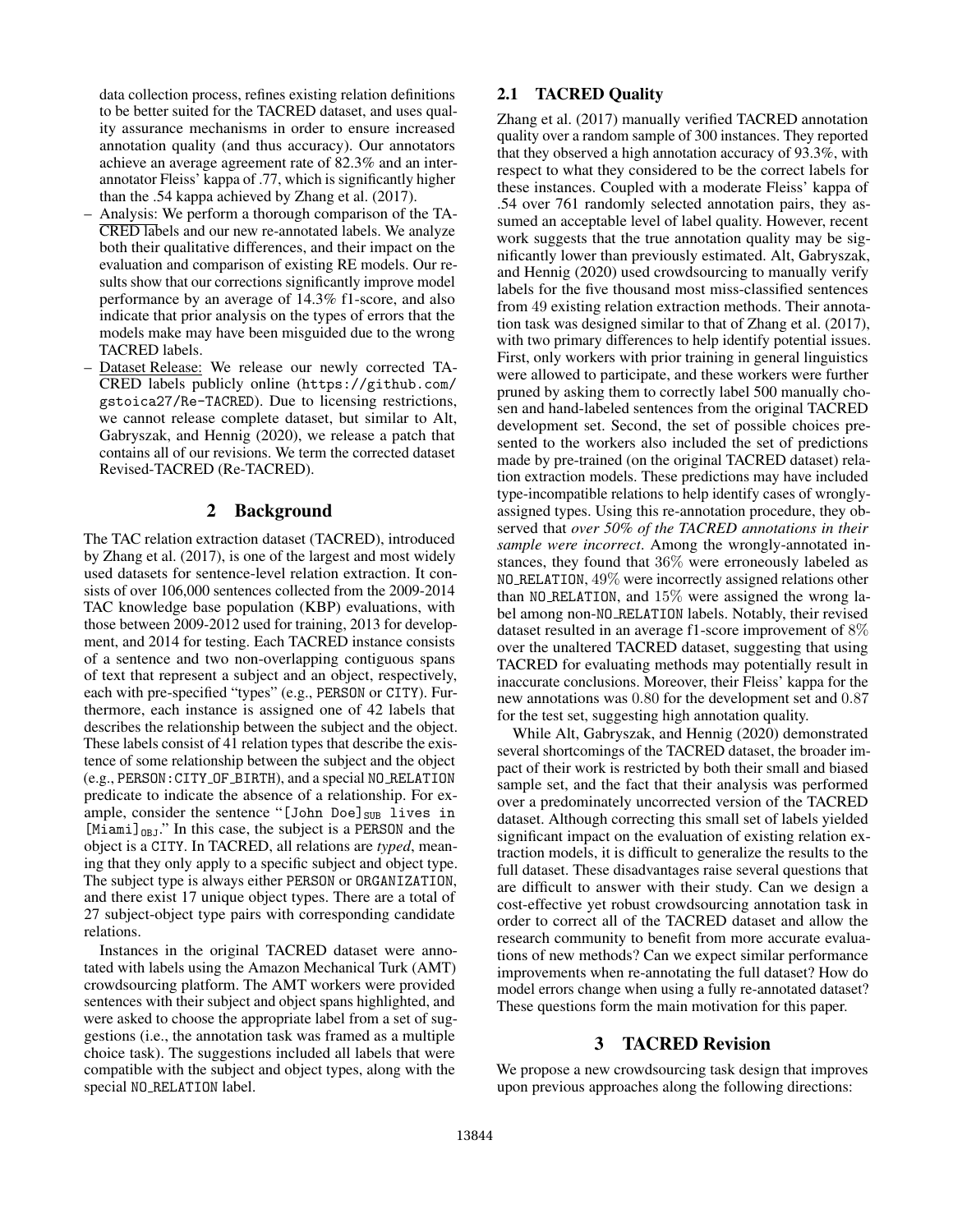data collection process, refines existing relation definitions to be better suited for the TACRED dataset, and uses quality assurance mechanisms in order to ensure increased annotation quality (and thus accuracy). Our annotators achieve an average agreement rate of 82.3% and an inter-annotator Fleiss' kappa of .77, which is significantly higher than the .54 kappa achieved by Zhang et al. (2017).

- Analysis: We perform a thorough comparison of the TACRED labels and our new re-annotated labels. We analyze both their qualitative differences, and their impact on the evaluation and comparison of existing RE models. Our results show that our corrections significantly improve model performance by an average of 14.3% f1-score, and also indicate that prior analysis on the types of errors that the models make may have been misguided due to the wrong TACRED labels.
- Dataset Release: We release our newly corrected TACRED labels publicly online (https://github.com/gstoica27/Re-TACRED). Due to licensing restrictions, we cannot release complete dataset, but similar to Alt, Gabryszak, and Hennig (2020), we release a patch that contains all of our revisions. We term the corrected dataset Revised-TACRED (Re-TACRED).

## 2 Background

The TAC relation extraction dataset (TACRED), introduced by Zhang et al. (2017), is one of the largest and most widely used datasets for sentence-level relation extraction. It consists of over 106,000 sentences collected from the 2009-2014 TAC knowledge base population (KBP) evaluations, with those between 2009-2012 used for training, 2013 for development, and 2014 for testing. Each TACRED instance consists of a sentence and two non-overlapping contiguous spans of text that represent a subject and an object, respectively, each with pre-specified "types" (e.g., PERSON or CITY). Furthermore, each instance is assigned one of 42 labels that describes the relationship between the subject and the object. These labels consist of 41 relation types that describe the existence of some relationship between the subject and the object (e.g., PERSON:CITY_OF_BIRTH), and a special NO_RELATION predicate to indicate the absence of a relationship. For example, consider the sentence "[John Doe]$_{\text{SUB}}$ lives in [Miami]$_{\text{OBJ}}$." In this case, the subject is a PERSON and the object is a CITY. In TACRED, all relations are *typed*, meaning that they only apply to a specific subject and object type. The subject type is always either PERSON or ORGANIZATION, and there exist 17 unique object types. There are a total of 27 subject-object type pairs with corresponding candidate relations.

Instances in the original TACRED dataset were annotated with labels using the Amazon Mechanical Turk (AMT) crowdsourcing platform. The AMT workers were provided sentences with their subject and object spans highlighted, and were asked to choose the appropriate label from a set of suggestions (i.e., the annotation task was framed as a multiple choice task). The suggestions included all labels that were compatible with the subject and object types, along with the special NO_RELATION label.

### 2.1 TACRED Quality

Zhang et al. (2017) manually verified TACRED annotation quality over a random sample of 300 instances. They reported that they observed a high annotation accuracy of 93.3%, with respect to what they considered to be the correct labels for these instances. Coupled with a moderate Fleiss' kappa of .54 over 761 randomly selected annotation pairs, they assumed an acceptable level of label quality. However, recent work suggests that the true annotation quality may be significantly lower than previously estimated. Alt, Gabryszak, and Hennig (2020) used crowdsourcing to manually verify labels for the five thousand most miss-classified sentences from 49 existing relation extraction methods. Their annotation task was designed similar to that of Zhang et al. (2017), with two primary differences to help identify potential issues. First, only workers with prior training in general linguistics were allowed to participate, and these workers were further pruned by asking them to correctly label 500 manually chosen and hand-labeled sentences from the original TACRED development set. Second, the set of possible choices presented to the workers also included the set of predictions made by pre-trained (on the original TACRED dataset) relation extraction models. These predictions may have included type-incompatible relations to help identify cases of wrongly-assigned types. Using this re-annotation procedure, they observed that *over 50% of the TACRED annotations in their sample were incorrect*. Among the wrongly-annotated instances, they found that 36% were erroneously labeled as NO_RELATION, 49% were incorrectly assigned relations other than NO_RELATION, and 15% were assigned the wrong label among non-NO_RELATION labels. Notably, their revised dataset resulted in an average f1-score improvement of 8% over the unaltered TACRED dataset, suggesting that using TACRED for evaluating methods may potentially result in inaccurate conclusions. Moreover, their Fleiss' kappa for the new annotations was 0.80 for the development set and 0.87 for the test set, suggesting high annotation quality.

While Alt, Gabryszak, and Hennig (2020) demonstrated several shortcomings of the TACRED dataset, the broader impact of their work is restricted by both their small and biased sample set, and the fact that their analysis was performed over a predominately uncorrected version of the TACRED dataset. Although correcting this small set of labels yielded significant impact on the evaluation of existing relation extraction models, it is difficult to generalize the results to the full dataset. These disadvantages raise several questions that are difficult to answer with their study. Can we design a cost-effective yet robust crowdsourcing annotation task in order to correct all of the TACRED dataset and allow the research community to benefit from more accurate evaluations of new methods? Can we expect similar performance improvements when re-annotating the full dataset? How do model errors change when using a fully re-annotated dataset? These questions form the main motivation for this paper.

## 3 TACRED Revision

We propose a new crowdsourcing task design that improves upon previous approaches along the following directions: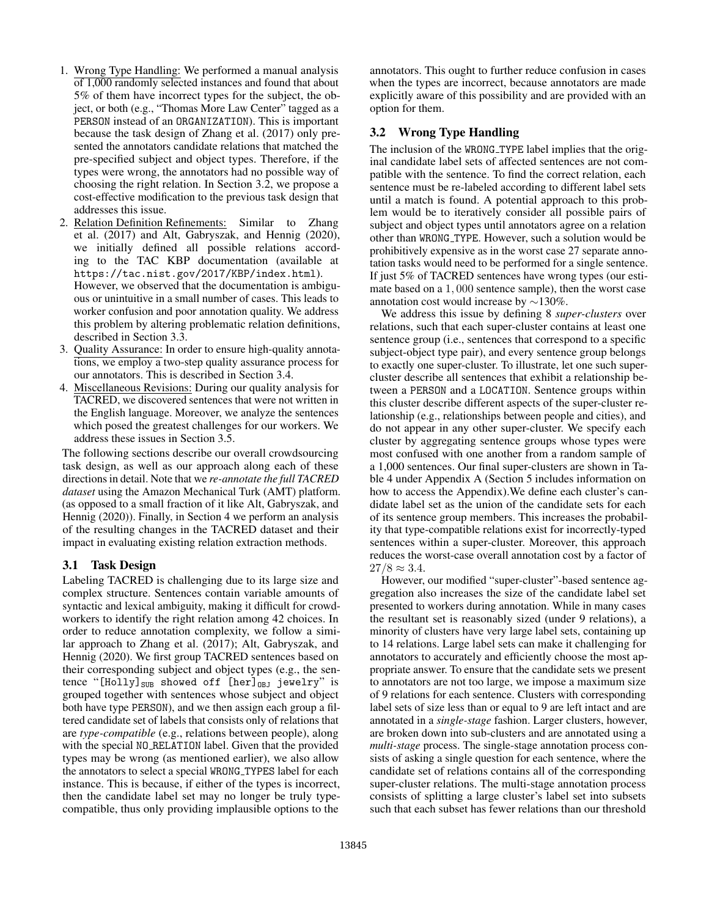1. Wrong Type Handling: We performed a manual analysis of 1,000 randomly selected instances and found that about 5% of them have incorrect types for the subject, the object, or both (e.g., "Thomas More Law Center" tagged as a PERSON instead of an ORGANIZATION). This is important because the task design of Zhang et al. (2017) only presented the annotators candidate relations that matched the pre-specified subject and object types. Therefore, if the types were wrong, the annotators had no possible way of choosing the right relation. In Section 3.2, we propose a cost-effective modification to the previous task design that addresses this issue.
2. Relation Definition Refinements: Similar to Zhang et al. (2017) and Alt, Gabryszak, and Hennig (2020), we initially defined all possible relations according to the TAC KBP documentation (available at https://tac.nist.gov/2017/KBP/index.html). However, we observed that the documentation is ambiguous or unintuitive in a small number of cases. This leads to worker confusion and poor annotation quality. We address this problem by altering problematic relation definitions, described in Section 3.3.
3. Quality Assurance: In order to ensure high-quality annotations, we employ a two-step quality assurance process for our annotators. This is described in Section 3.4.
4. Miscellaneous Revisions: During our quality analysis for TACRED, we discovered sentences that were not written in the English language. Moreover, we analyze the sentences which posed the greatest challenges for our workers. We address these issues in Section 3.5.

The following sections describe our overall crowdsourcing task design, as well as our approach along each of these directions in detail. Note that we *re-annotate the full TACRED dataset* using the Amazon Mechanical Turk (AMT) platform. (as opposed to a small fraction of it like Alt, Gabryszak, and Hennig (2020)). Finally, in Section 4 we perform an analysis of the resulting changes in the TACRED dataset and their impact in evaluating existing relation extraction methods.

### 3.1 Task Design

Labeling TACRED is challenging due to its large size and complex structure. Sentences contain variable amounts of syntactic and lexical ambiguity, making it difficult for crowdworkers to identify the right relation among 42 choices. In order to reduce annotation complexity, we follow a similar approach to Zhang et al. (2017); Alt, Gabryszak, and Hennig (2020). We first group TACRED sentences based on their corresponding subject and object types (e.g., the sentence "[Holly]$_{\text{SUB}}$ showed off [her]$_{\text{OBJ}}$ jewelry" is grouped together with sentences whose subject and object both have type PERSON), and we then assign each group a filtered candidate set of labels that consists only of relations that are *type-compatible* (e.g., relations between people), along with the special NO_RELATION label. Given that the provided types may be wrong (as mentioned earlier), we also allow the annotators to select a special WRONG_TYPES label for each instance. This is because, if either of the types is incorrect, then the candidate label set may no longer be truly type-compatible, thus only providing implausible options to the annotators. This ought to further reduce confusion in cases when the types are incorrect, because annotators are made explicitly aware of this possibility and are provided with an option for them.

### 3.2 Wrong Type Handling

The inclusion of the WRONG_TYPE label implies that the original candidate label sets of affected sentences are not compatible with the sentence. To find the correct relation, each sentence must be re-labeled according to different label sets until a match is found. A potential approach to this problem would be to iteratively consider all possible pairs of subject and object types until annotators agree on a relation other than WRONG_TYPE. However, such a solution would be prohibitively expensive as in the worst case 27 separate annotation tasks would need to be performed for a single sentence. If just 5% of TACRED sentences have wrong types (our estimate based on a $1,000$ sentence sample), then the worst case annotation cost would increase by $\sim$130%.

We address this issue by defining 8 *super-clusters* over relations, such that each super-cluster contains at least one sentence group (i.e., sentences that correspond to a specific subject-object type pair), and every sentence group belongs to exactly one super-cluster. To illustrate, let one such super-cluster describe all sentences that exhibit a relationship between a PERSON and a LOCATION. Sentence groups within this cluster describe different aspects of the super-cluster relationship (e.g., relationships between people and cities), and do not appear in any other super-cluster. We specify each cluster by aggregating sentence groups whose types were most confused with one another from a random sample of a 1,000 sentences. Our final super-clusters are shown in Table 4 under Appendix A (Section 5 includes information on how to access the Appendix).We define each cluster's candidate label set as the union of the candidate sets for each of its sentence group members. This increases the probability that type-compatible relations exist for incorrectly-typed sentences within a super-cluster. Moreover, this approach reduces the worst-case overall annotation cost by a factor of $27/8 \approx 3.4$.

However, our modified "super-cluster"-based sentence aggregation also increases the size of the candidate label set presented to workers during annotation. While in many cases the resultant set is reasonably sized (under 9 relations), a minority of clusters have very large label sets, containing up to 14 relations. Large label sets can make it challenging for annotators to accurately and efficiently choose the most appropriate answer. To ensure that the candidate sets we present to annotators are not too large, we impose a maximum size of 9 relations for each sentence. Clusters with corresponding label sets of size less than or equal to 9 are left intact and are annotated in a *single-stage* fashion. Larger clusters, however, are broken down into sub-clusters and are annotated using a *multi-stage* process. The single-stage annotation process consists of asking a single question for each sentence, where the candidate set of relations contains all of the corresponding super-cluster relations. The multi-stage annotation process consists of splitting a large cluster's label set into subsets such that each subset has fewer relations than our threshold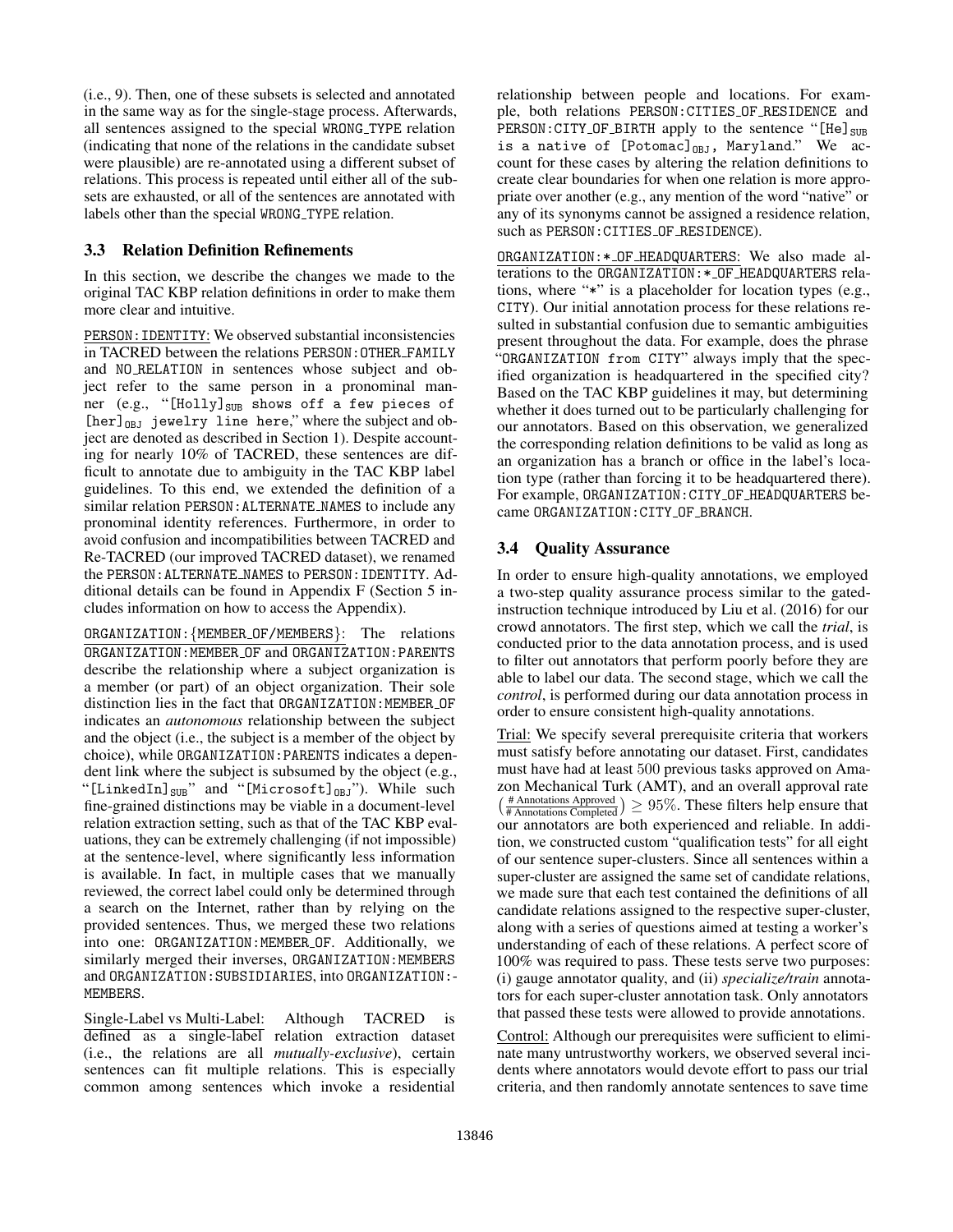(i.e., 9). Then, one of these subsets is selected and annotated in the same way as for the single-stage process. Afterwards, all sentences assigned to the special WRONG_TYPE relation (indicating that none of the relations in the candidate subset were plausible) are re-annotated using a different subset of relations. This process is repeated until either all of the subsets are exhausted, or all of the sentences are annotated with labels other than the special WRONG_TYPE relation.

### 3.3 Relation Definition Refinements

In this section, we describe the changes we made to the original TAC KBP relation definitions in order to make them more clear and intuitive.

PERSON:IDENTITY: We observed substantial inconsistencies in TACRED between the relations PERSON:OTHER_FAMILY and NO_RELATION in sentences whose subject and object refer to the same person in a pronominal manner (e.g., "[Holly]$_{\text{SUB}}$ shows off a few pieces of [her]$_{\text{OBJ}}$ jewelry line here," where the subject and object are denoted as described in Section 1). Despite accounting for nearly 10% of TACRED, these sentences are difficult to annotate due to ambiguity in the TAC KBP label guidelines. To this end, we extended the definition of a similar relation PERSON:ALTERNATE_NAMES to include any pronominal identity references. Furthermore, in order to avoid confusion and incompatibilities between TACRED and Re-TACRED (our improved TACRED dataset), we renamed the PERSON:ALTERNATE_NAMES to PERSON:IDENTITY. Additional details can be found in Appendix F (Section 5 includes information on how to access the Appendix).

ORGANIZATION:{MEMBER_OF/MEMBERS}: The relations ORGANIZATION:MEMBER_OF and ORGANIZATION:PARENTS describe the relationship where a subject organization is a member (or part) of an object organization. Their sole distinction lies in the fact that ORGANIZATION:MEMBER_OF indicates an *autonomous* relationship between the subject and the object (i.e., the subject is a member of the object by choice), while ORGANIZATION:PARENTS indicates a dependent link where the subject is subsumed by the object (e.g., "[LinkedIn]$_{\text{SUB}}$" and "[Microsoft]$_{\text{OBJ}}$"). While such fine-grained distinctions may be viable in a document-level relation extraction setting, such as that of the TAC KBP evaluations, they can be extremely challenging (if not impossible) at the sentence-level, where significantly less information is available. In fact, in multiple cases that we manually reviewed, the correct label could only be determined through a search on the Internet, rather than by relying on the provided sentences. Thus, we merged these two relations into one: ORGANIZATION:MEMBER_OF. Additionally, we similarly merged their inverses, ORGANIZATION:MEMBERS and ORGANIZATION:SUBSIDIARIES, into ORGANIZATION:MEMBERS.

Single-Label vs Multi-Label: Although TACRED is defined as a single-label relation extraction dataset (i.e., the relations are all *mutually-exclusive*), certain sentences can fit multiple relations. This is especially common among sentences which invoke a residential relationship between people and locations. For example, both relations PERSON:CITIES_OF_RESIDENCE and PERSON:CITY_OF_BIRTH apply to the sentence "[He]$_{\text{SUB}}$ is a native of [Potomac]$_{\text{OBJ}}$, Maryland." We account for these cases by altering the relation definitions to create clear boundaries for when one relation is more appropriate over another (e.g., any mention of the word "native" or any of its synonyms cannot be assigned a residence relation, such as PERSON:CITIES_OF_RESIDENCE).

ORGANIZATION:*_OF_HEADQUARTERS: We also made alterations to the ORGANIZATION:*_OF_HEADQUARTERS relations, where "*" is a placeholder for location types (e.g., CITY). Our initial annotation process for these relations resulted in substantial confusion due to semantic ambiguities present throughout the data. For example, does the phrase "ORGANIZATION from CITY" always imply that the specified organization is headquartered in the specified city? Based on the TAC KBP guidelines it may, but determining whether it does turned out to be particularly challenging for our annotators. Based on this observation, we generalized the corresponding relation definitions to be valid as long as an organization has a branch or office in the label's location type (rather than forcing it to be headquartered there). For example, ORGANIZATION:CITY_OF_HEADQUARTERS became ORGANIZATION:CITY_OF_BRANCH.

### 3.4 Quality Assurance

In order to ensure high-quality annotations, we employed a two-step quality assurance process similar to the gated-instruction technique introduced by Liu et al. (2016) for our crowd annotators. The first step, which we call the *trial*, is conducted prior to the data annotation process, and is used to filter out annotators that perform poorly before they are able to label our data. The second stage, which we call the *control*, is performed during our data annotation process in order to ensure consistent high-quality annotations.

Trial: We specify several prerequisite criteria that workers must satisfy before annotating our dataset. First, candidates must have had at least 500 previous tasks approved on Amazon Mechanical Turk (AMT), and an overall approval rate $\left(\frac{\text{\# Annotations Approved}}{\text{\# Annotations Completed}}\right) \geq 95\%$. These filters help ensure that our annotators are both experienced and reliable. In addition, we constructed custom "qualification tests" for all eight of our sentence super-clusters. Since all sentences within a super-cluster are assigned the same set of candidate relations, we made sure that each test contained the definitions of all candidate relations assigned to the respective super-cluster, along with a series of questions aimed at testing a worker's understanding of each of these relations. A perfect score of 100% was required to pass. These tests serve two purposes: (i) gauge annotator quality, and (ii) *specialize/train* annotators for each super-cluster annotation task. Only annotators that passed these tests were allowed to provide annotations.

Control: Although our prerequisites were sufficient to eliminate many untrustworthy workers, we observed several incidents where annotators would devote effort to pass our trial criteria, and then randomly annotate sentences to save time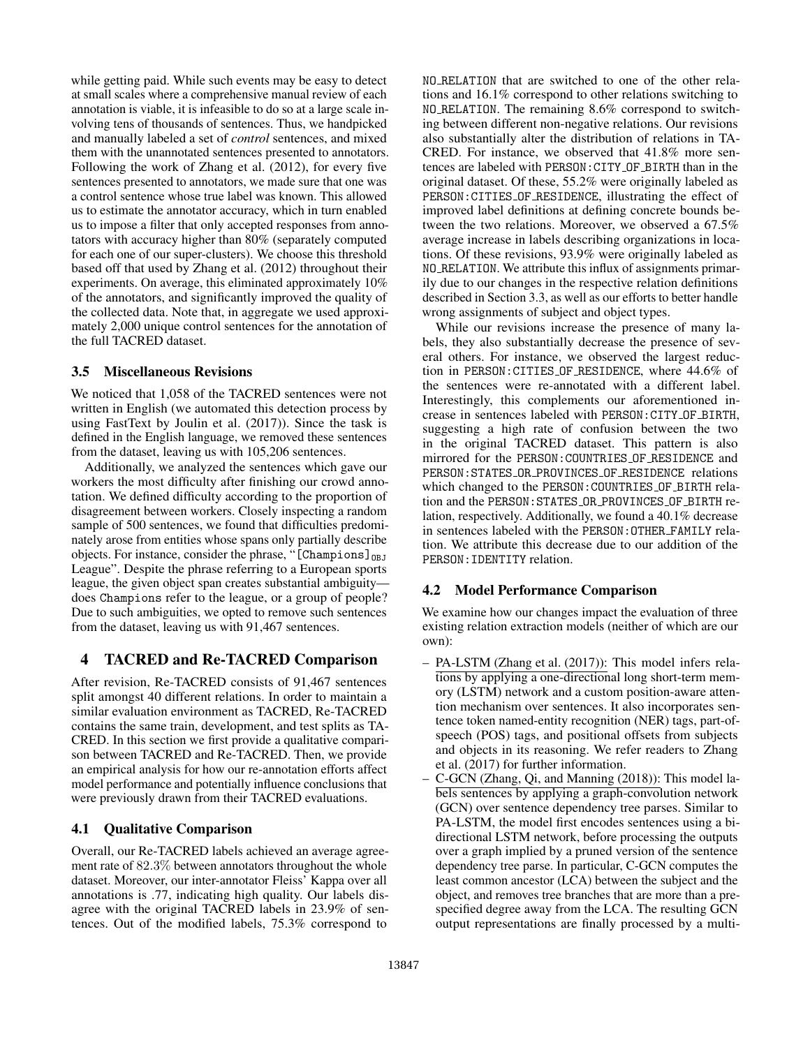while getting paid. While such events may be easy to detect at small scales where a comprehensive manual review of each annotation is viable, it is infeasible to do so at a large scale involving tens of thousands of sentences. Thus, we handpicked and manually labeled a set of *control* sentences, and mixed them with the unannotated sentences presented to annotators. Following the work of Zhang et al. (2012), for every five sentences presented to annotators, we made sure that one was a control sentence whose true label was known. This allowed us to estimate the annotator accuracy, which in turn enabled us to impose a filter that only accepted responses from annotators with accuracy higher than 80% (separately computed for each one of our super-clusters). We choose this threshold based off that used by Zhang et al. (2012) throughout their experiments. On average, this eliminated approximately 10% of the annotators, and significantly improved the quality of the collected data. Note that, in aggregate we used approximately 2,000 unique control sentences for the annotation of the full TACRED dataset.

### 3.5 Miscellaneous Revisions

We noticed that 1,058 of the TACRED sentences were not written in English (we automated this detection process by using FastText by Joulin et al. (2017)). Since the task is defined in the English language, we removed these sentences from the dataset, leaving us with 105,206 sentences.

Additionally, we analyzed the sentences which gave our workers the most difficulty after finishing our crowd annotation. We defined difficulty according to the proportion of disagreement between workers. Closely inspecting a random sample of 500 sentences, we found that difficulties predominately arose from entities whose spans only partially describe objects. For instance, consider the phrase, "[Champions]$_{\texttt{OBJ}}$ League". Despite the phrase referring to a European sports league, the given object span creates substantial ambiguity—does `Champions` refer to the league, or a group of people? Due to such ambiguities, we opted to remove such sentences from the dataset, leaving us with 91,467 sentences.

## 4 TACRED and Re-TACRED Comparison

After revision, Re-TACRED consists of 91,467 sentences split amongst 40 different relations. In order to maintain a similar evaluation environment as TACRED, Re-TACRED contains the same train, development, and test splits as TACRED. In this section we first provide a qualitative comparison between TACRED and Re-TACRED. Then, we provide an empirical analysis for how our re-annotation efforts affect model performance and potentially influence conclusions that were previously drawn from their TACRED evaluations.

### 4.1 Qualitative Comparison

Overall, our Re-TACRED labels achieved an average agreement rate of 82.3% between annotators throughout the whole dataset. Moreover, our inter-annotator Fleiss' Kappa over all annotations is .77, indicating high quality. Our labels disagree with the original TACRED labels in 23.9% of sentences. Out of the modified labels, 75.3% correspond to NO_RELATION that are switched to one of the other relations and 16.1% correspond to other relations switching to NO_RELATION. The remaining 8.6% correspond to switching between different non-negative relations. Our revisions also substantially alter the distribution of relations in TACRED. For instance, we observed that 41.8% more sentences are labeled with PERSON:CITY_OF_BIRTH than in the original dataset. Of these, 55.2% were originally labeled as PERSON:CITIES_OF_RESIDENCE, illustrating the effect of improved label definitions at defining concrete bounds between the two relations. Moreover, we observed a 67.5% average increase in labels describing organizations in locations. Of these revisions, 93.9% were originally labeled as NO_RELATION. We attribute this influx of assignments primarily due to our changes in the respective relation definitions described in Section 3.3, as well as our efforts to better handle wrong assignments of subject and object types.

While our revisions increase the presence of many labels, they also substantially decrease the presence of several others. For instance, we observed the largest reduction in PERSON:CITIES_OF_RESIDENCE, where 44.6% of the sentences were re-annotated with a different label. Interestingly, this complements our aforementioned increase in sentences labeled with PERSON:CITY_OF_BIRTH, suggesting a high rate of confusion between the two in the original TACRED dataset. This pattern is also mirrored for the PERSON:COUNTRIES_OF_RESIDENCE and PERSON:STATES_OR_PROVINCES_OF_RESIDENCE relations which changed to the PERSON:COUNTRIES_OF_BIRTH relation and the PERSON:STATES_OR_PROVINCES_OF_BIRTH relation, respectively. Additionally, we found a 40.1% decrease in sentences labeled with the PERSON:OTHER_FAMILY relation. We attribute this decrease due to our addition of the PERSON:IDENTITY relation.

### 4.2 Model Performance Comparison

We examine how our changes impact the evaluation of three existing relation extraction models (neither of which are our own):

- PA-LSTM (Zhang et al. (2017)): This model infers relations by applying a one-directional long short-term memory (LSTM) network and a custom position-aware attention mechanism over sentences. It also incorporates sentence token named-entity recognition (NER) tags, part-of-speech (POS) tags, and positional offsets from subjects and objects in its reasoning. We refer readers to Zhang et al. (2017) for further information.
- C-GCN (Zhang, Qi, and Manning (2018)): This model labels sentences by applying a graph-convolution network (GCN) over sentence dependency tree parses. Similar to PA-LSTM, the model first encodes sentences using a bidirectional LSTM network, before processing the outputs over a graph implied by a pruned version of the sentence dependency tree parse. In particular, C-GCN computes the least common ancestor (LCA) between the subject and the object, and removes tree branches that are more than a prespecified degree away from the LCA. The resulting GCN output representations are finally processed by a multi-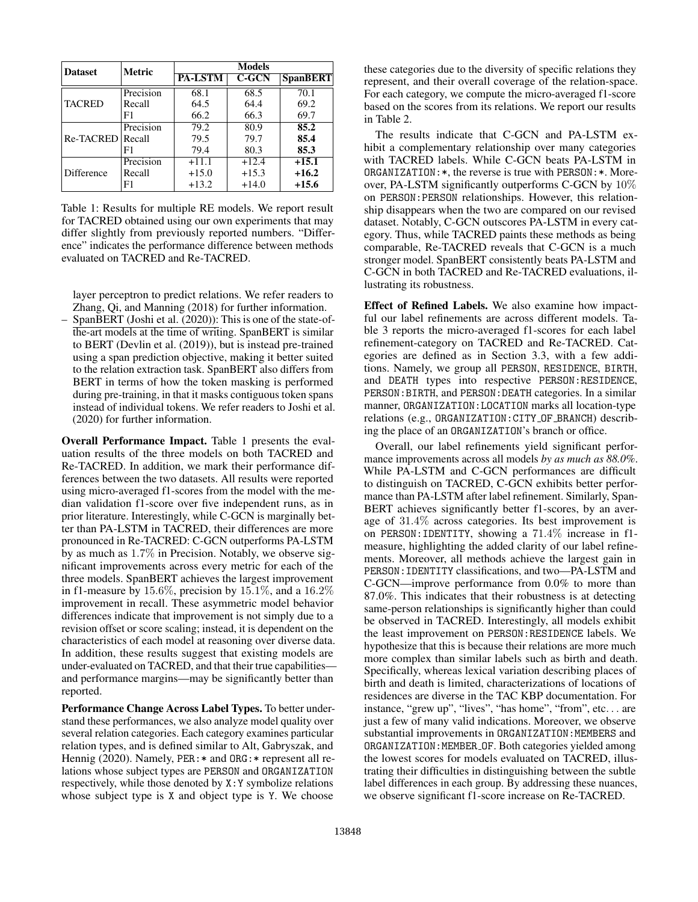| Dataset | Metric | Models | | |
|---|---|---|---|---|
| | | PA-LSTM | C-GCN | SpanBERT |
| TACRED | Precision | 68.1 | 68.5 | 70.1 |
| | Recall | 64.5 | 64.4 | 69.2 |
| | F1 | 66.2 | 66.3 | 69.7 |
| Re-TACRED | Precision | 79.2 | 80.9 | **85.2** |
| | Recall | 79.5 | 79.7 | **85.4** |
| | F1 | 79.4 | 80.3 | **85.3** |
| Difference | Precision | +11.1 | +12.4 | **+15.1** |
| | Recall | +15.0 | +15.3 | **+16.2** |
| | F1 | +13.2 | +14.0 | **+15.6** |

Table 1: Results for multiple RE models. We report result for TACRED obtained using our own experiments that may differ slightly from previously reported numbers. "Difference" indicates the performance difference between methods evaluated on TACRED and Re-TACRED.

layer perceptron to predict relations. We refer readers to Zhang, Qi, and Manning (2018) for further information.

– SpanBERT (Joshi et al. (2020)): This is one of the state-of-the-art models at the time of writing. SpanBERT is similar to BERT (Devlin et al. (2019)), but is instead pre-trained using a span prediction objective, making it better suited to the relation extraction task. SpanBERT also differs from BERT in terms of how the token masking is performed during pre-training, in that it masks contiguous token spans instead of individual tokens. We refer readers to Joshi et al. (2020) for further information.

**Overall Performance Impact.** Table 1 presents the evaluation results of the three models on both TACRED and Re-TACRED. In addition, we mark their performance differences between the two datasets. All results were reported using micro-averaged f1-scores from the model with the median validation f1-score over five independent runs, as in prior literature. Interestingly, while C-GCN is marginally better than PA-LSTM in TACRED, their differences are more pronounced in Re-TACRED: C-GCN outperforms PA-LSTM by as much as $1.7\%$ in Precision. Notably, we observe significant improvements across every metric for each of the three models. SpanBERT achieves the largest improvement in f1-measure by $15.6\%$, precision by $15.1\%$, and a $16.2\%$ improvement in recall. These asymmetric model behavior differences indicate that improvement is not simply due to a revision offset or score scaling; instead, it is dependent on the characteristics of each model at reasoning over diverse data. In addition, these results suggest that existing models are under-evaluated on TACRED, and that their true capabilities—and performance margins—may be significantly better than reported.

**Performance Change Across Label Types.** To better understand these performances, we also analyze model quality over several relation categories. Each category examines particular relation types, and is defined similar to Alt, Gabryszak, and Hennig (2020). Namely, PER:* and ORG:* represent all relations whose subject types are PERSON and ORGANIZATION respectively, while those denoted by X:Y symbolize relations whose subject type is X and object type is Y. We choose these categories due to the diversity of specific relations they represent, and their overall coverage of the relation-space. For each category, we compute the micro-averaged f1-score based on the scores from its relations. We report our results in Table 2.

The results indicate that C-GCN and PA-LSTM exhibit a complementary relationship over many categories with TACRED labels. While C-GCN beats PA-LSTM in ORGANIZATION:*, the reverse is true with PERSON:*. Moreover, PA-LSTM significantly outperforms C-GCN by $10\%$ on PERSON:PERSON relationships. However, this relationship disappears when the two are compared on our revised dataset. Notably, C-GCN outscores PA-LSTM in every category. Thus, while TACRED paints these methods as being comparable, Re-TACRED reveals that C-GCN is a much stronger model. SpanBERT consistently beats PA-LSTM and C-GCN in both TACRED and Re-TACRED evaluations, illustrating its robustness.

**Effect of Refined Labels.** We also examine how impactful our label refinements are across different models. Table 3 reports the micro-averaged f1-scores for each label refinement-category on TACRED and Re-TACRED. Categories are defined as in Section 3.3, with a few additions. Namely, we group all PERSON, RESIDENCE, BIRTH, and DEATH types into respective PERSON:RESIDENCE, PERSON:BIRTH, and PERSON:DEATH categories. In a similar manner, ORGANIZATION:LOCATION marks all location-type relations (e.g., ORGANIZATION:CITY_OF_BRANCH) describing the place of an ORGANIZATION's branch or office.

Overall, our label refinements yield significant performance improvements across all models *by as much as 88.0%*. While PA-LSTM and C-GCN performances are difficult to distinguish on TACRED, C-GCN exhibits better performance than PA-LSTM after label refinement. Similarly, SpanBERT achieves significantly better f1-scores, by an average of $31.4\%$ across categories. Its best improvement is on PERSON:IDENTITY, showing a $71.4\%$ increase in f1-measure, highlighting the added clarity of our label refinements. Moreover, all methods achieve the largest gain in PERSON:IDENTITY classifications, and two—PA-LSTM and C-GCN—improve performance from 0.0% to more than 87.0%. This indicates that their robustness is at detecting same-person relationships is significantly higher than could be observed in TACRED. Interestingly, all models exhibit the least improvement on PERSON:RESIDENCE labels. We hypothesize that this is because their relations are more much more complex than similar labels such as birth and death. Specifically, whereas lexical variation describing places of birth and death is limited, characterizations of locations of residences are diverse in the TAC KBP documentation. For instance, "grew up", "lives", "has home", "from", etc... are just a few of many valid indications. Moreover, we observe substantial improvements in ORGANIZATION:MEMBERS and ORGANIZATION:MEMBER_OF. Both categories yielded among the lowest scores for models evaluated on TACRED, illustrating their difficulties in distinguishing between the subtle label differences in each group. By addressing these nuances, we observe significant f1-score increase on Re-TACRED.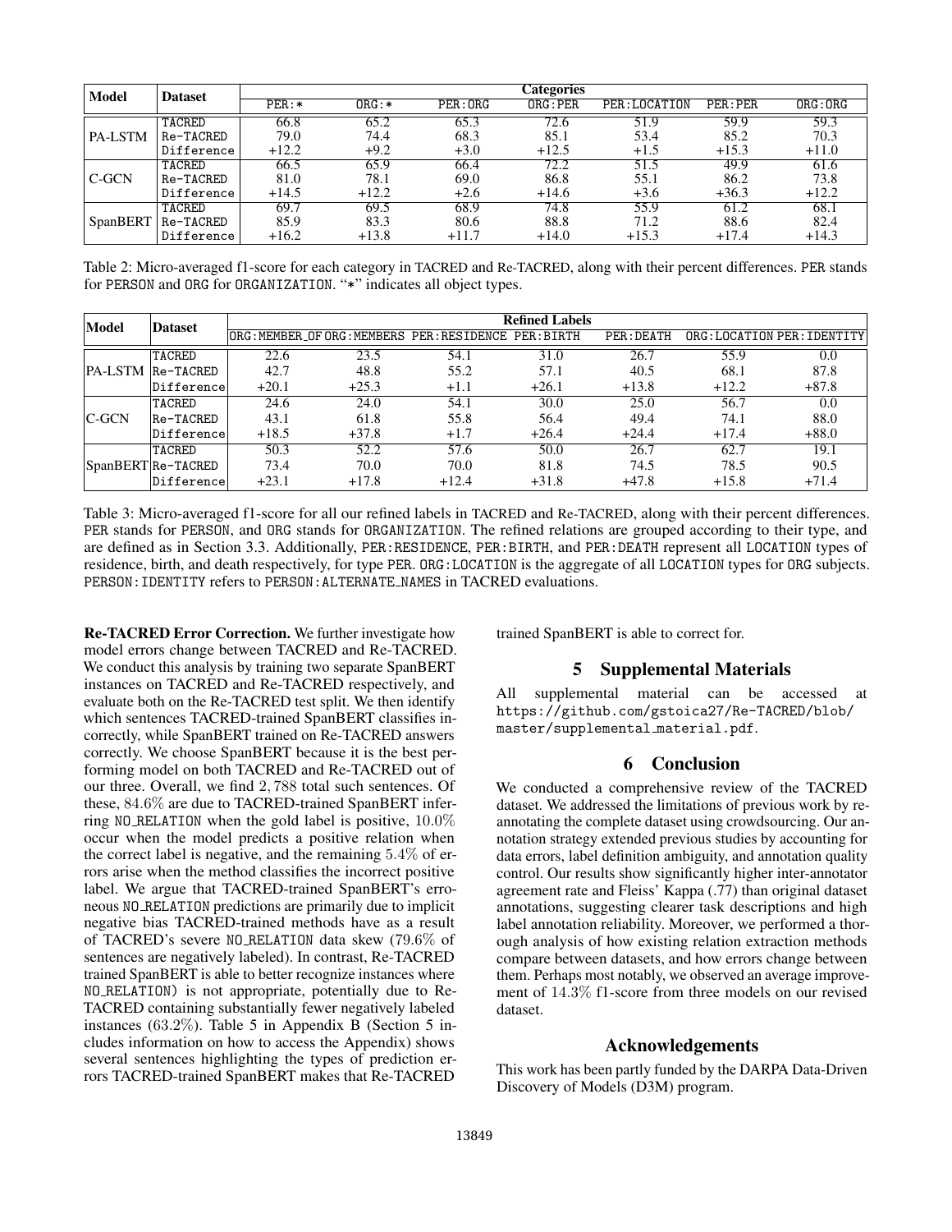| Model | Dataset | Categories | | | | | | |
|---|---|---|---|---|---|---|---|---|
| | | PER:* | ORG:* | PER:ORG | ORG:PER | PER:LOCATION | PER:PER | ORG:ORG |
| PA-LSTM | TACRED | 66.8 | 65.2 | 65.3 | 72.6 | 51.9 | 59.9 | 59.3 |
| | Re-TACRED | 79.0 | 74.4 | 68.3 | 85.1 | 53.4 | 85.2 | 70.3 |
| | Difference | +12.2 | +9.2 | +3.0 | +12.5 | +1.5 | +15.3 | +11.0 |
| C-GCN | TACRED | 66.5 | 65.9 | 66.4 | 72.2 | 51.5 | 49.9 | 61.6 |
| | Re-TACRED | 81.0 | 78.1 | 69.0 | 86.8 | 55.1 | 86.2 | 73.8 |
| | Difference | +14.5 | +12.2 | +2.6 | +14.6 | +3.6 | +36.3 | +12.2 |
| SpanBERT | TACRED | 69.7 | 69.5 | 68.9 | 74.8 | 55.9 | 61.2 | 68.1 |
| | Re-TACRED | 85.9 | 83.3 | 80.6 | 88.8 | 71.2 | 88.6 | 82.4 |
| | Difference | +16.2 | +13.8 | +11.7 | +14.0 | +15.3 | +17.4 | +14.3 |

Table 2: Micro-averaged f1-score for each category in TACRED and Re-TACRED, along with their percent differences. PER stands for PERSON and ORG for ORGANIZATION. "*" indicates all object types.

| Model | Dataset | Refined Labels | | | | | | |
|---|---|---|---|---|---|---|---|---|
| | | ORG:MEMBER_OF | ORG:MEMBERS | PER:RESIDENCE | PER:BIRTH | PER:DEATH | ORG:LOCATION | PER:IDENTITY |
| PA-LSTM | TACRED | 22.6 | 23.5 | 54.1 | 31.0 | 26.7 | 55.9 | 0.0 |
| | Re-TACRED | 42.7 | 48.8 | 55.2 | 57.1 | 40.5 | 68.1 | 87.8 |
| | Difference | +20.1 | +25.3 | +1.1 | +26.1 | +13.8 | +12.2 | +87.8 |
| C-GCN | TACRED | 24.6 | 24.0 | 54.1 | 30.0 | 25.0 | 56.7 | 0.0 |
| | Re-TACRED | 43.1 | 61.8 | 55.8 | 56.4 | 49.4 | 74.1 | 88.0 |
| | Difference | +18.5 | +37.8 | +1.7 | +26.4 | +24.4 | +17.4 | +88.0 |
| SpanBERT | TACRED | 50.3 | 52.2 | 57.6 | 50.0 | 26.7 | 62.7 | 19.1 |
| | Re-TACRED | 73.4 | 70.0 | 70.0 | 81.8 | 74.5 | 78.5 | 90.5 |
| | Difference | +23.1 | +17.8 | +12.4 | +31.8 | +47.8 | +15.8 | +71.4 |

Table 3: Micro-averaged f1-score for all our refined labels in TACRED and Re-TACRED, along with their percent differences. PER stands for PERSON, and ORG stands for ORGANIZATION. The refined relations are grouped according to their type, and are defined as in Section 3.3. Additionally, PER:RESIDENCE, PER:BIRTH, and PER:DEATH represent all LOCATION types of residence, birth, and death respectively, for type PER. ORG:LOCATION is the aggregate of all LOCATION types for ORG subjects. PERSON:IDENTITY refers to PERSON:ALTERNATE_NAMES in TACRED evaluations.

**Re-TACRED Error Correction.** We further investigate how model errors change between TACRED and Re-TACRED. We conduct this analysis by training two separate SpanBERT instances on TACRED and Re-TACRED respectively, and evaluate both on the Re-TACRED test split. We then identify which sentences TACRED-trained SpanBERT classifies incorrectly, while SpanBERT trained on Re-TACRED answers correctly. We choose SpanBERT because it is the best performing model on both TACRED and Re-TACRED out of our three. Overall, we find $2,788$ total such sentences. Of these, $84.6\%$ are due to TACRED-trained SpanBERT inferring NO_RELATION when the gold label is positive, $10.0\%$ occur when the model predicts a positive relation when the correct label is negative, and the remaining $5.4\%$ of errors arise when the method classifies the incorrect positive label. We argue that TACRED-trained SpanBERT's erroneous NO_RELATION predictions are primarily due to implicit negative bias TACRED-trained methods have as a result of TACRED's severe NO_RELATION data skew ($79.6\%$ of sentences are negatively labeled). In contrast, Re-TACRED trained SpanBERT is able to better recognize instances where NO_RELATION) is not appropriate, potentially due to Re-TACRED containing substantially fewer negatively labeled instances ($63.2\%$). Table 5 in Appendix B (Section 5 includes information on how to access the Appendix) shows several sentences highlighting the types of prediction errors TACRED-trained SpanBERT makes that Re-TACRED trained SpanBERT is able to correct for.

## 5 Supplemental Materials

All supplemental material can be accessed at https://github.com/gstoica27/Re-TACRED/blob/master/supplemental_material.pdf.

## 6 Conclusion

We conducted a comprehensive review of the TACRED dataset. We addressed the limitations of previous work by re-annotating the complete dataset using crowdsourcing. Our annotation strategy extended previous studies by accounting for data errors, label definition ambiguity, and annotation quality control. Our results show significantly higher inter-annotator agreement rate and Fleiss' Kappa (.77) than original dataset annotations, suggesting clearer task descriptions and high label annotation reliability. Moreover, we performed a thorough analysis of how existing relation extraction methods compare between datasets, and how errors change between them. Perhaps most notably, we observed an average improvement of $14.3\%$ f1-score from three models on our revised dataset.

## Acknowledgements

This work has been partly funded by the DARPA Data-Driven Discovery of Models (D3M) program.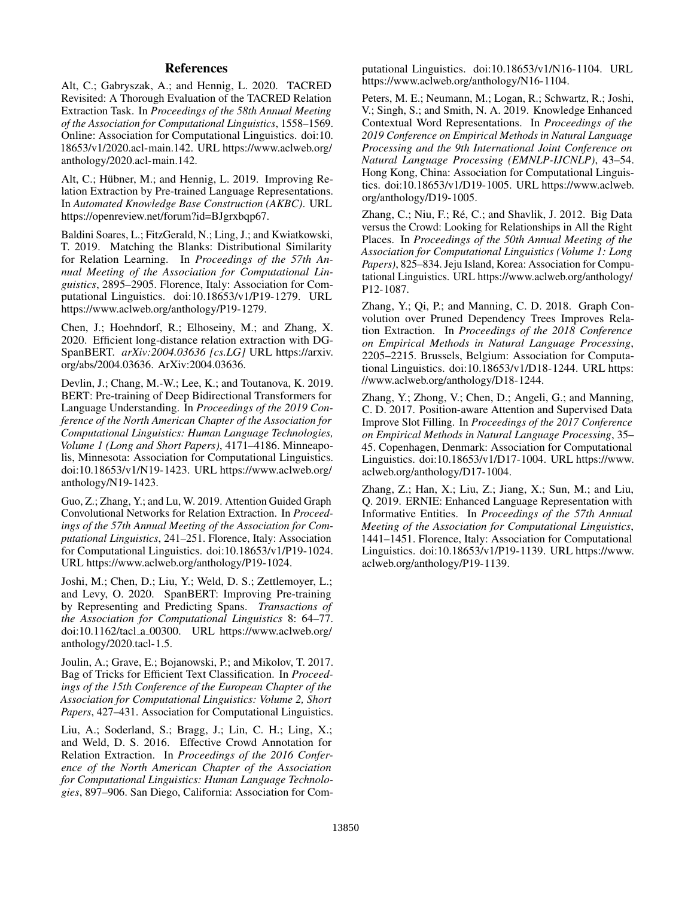## References

Alt, C.; Gabryszak, A.; and Hennig, L. 2020. TACRED Revisited: A Thorough Evaluation of the TACRED Relation Extraction Task. In *Proceedings of the 58th Annual Meeting of the Association for Computational Linguistics*, 1558–1569. Online: Association for Computational Linguistics. doi:10.18653/v1/2020.acl-main.142. URL https://www.aclweb.org/anthology/2020.acl-main.142.

Alt, C.; Hübner, M.; and Hennig, L. 2019. Improving Relation Extraction by Pre-trained Language Representations. In *Automated Knowledge Base Construction (AKBC)*. URL https://openreview.net/forum?id=BJgrxbqp67.

Baldini Soares, L.; FitzGerald, N.; Ling, J.; and Kwiatkowski, T. 2019. Matching the Blanks: Distributional Similarity for Relation Learning. In *Proceedings of the 57th Annual Meeting of the Association for Computational Linguistics*, 2895–2905. Florence, Italy: Association for Computational Linguistics. doi:10.18653/v1/P19-1279. URL https://www.aclweb.org/anthology/P19-1279.

Chen, J.; Hoehndorf, R.; Elhoseiny, M.; and Zhang, X. 2020. Efficient long-distance relation extraction with DG-SpanBERT. *arXiv:2004.03636 [cs.LG]* URL https://arxiv.org/abs/2004.03636. ArXiv:2004.03636.

Devlin, J.; Chang, M.-W.; Lee, K.; and Toutanova, K. 2019. BERT: Pre-training of Deep Bidirectional Transformers for Language Understanding. In *Proceedings of the 2019 Conference of the North American Chapter of the Association for Computational Linguistics: Human Language Technologies, Volume 1 (Long and Short Papers)*, 4171–4186. Minneapolis, Minnesota: Association for Computational Linguistics. doi:10.18653/v1/N19-1423. URL https://www.aclweb.org/anthology/N19-1423.

Guo, Z.; Zhang, Y.; and Lu, W. 2019. Attention Guided Graph Convolutional Networks for Relation Extraction. In *Proceedings of the 57th Annual Meeting of the Association for Computational Linguistics*, 241–251. Florence, Italy: Association for Computational Linguistics. doi:10.18653/v1/P19-1024. URL https://www.aclweb.org/anthology/P19-1024.

Joshi, M.; Chen, D.; Liu, Y.; Weld, D. S.; Zettlemoyer, L.; and Levy, O. 2020. SpanBERT: Improving Pre-training by Representing and Predicting Spans. *Transactions of the Association for Computational Linguistics* 8: 64–77. doi:10.1162/tacl_a_00300. URL https://www.aclweb.org/anthology/2020.tacl-1.5.

Joulin, A.; Grave, E.; Bojanowski, P.; and Mikolov, T. 2017. Bag of Tricks for Efficient Text Classification. In *Proceedings of the 15th Conference of the European Chapter of the Association for Computational Linguistics: Volume 2, Short Papers*, 427–431. Association for Computational Linguistics.

Liu, A.; Soderland, S.; Bragg, J.; Lin, C. H.; Ling, X.; and Weld, D. S. 2016. Effective Crowd Annotation for Relation Extraction. In *Proceedings of the 2016 Conference of the North American Chapter of the Association for Computational Linguistics: Human Language Technologies*, 897–906. San Diego, California: Association for Computational Linguistics. doi:10.18653/v1/N16-1104. URL https://www.aclweb.org/anthology/N16-1104.

Peters, M. E.; Neumann, M.; Logan, R.; Schwartz, R.; Joshi, V.; Singh, S.; and Smith, N. A. 2019. Knowledge Enhanced Contextual Word Representations. In *Proceedings of the 2019 Conference on Empirical Methods in Natural Language Processing and the 9th International Joint Conference on Natural Language Processing (EMNLP-IJCNLP)*, 43–54. Hong Kong, China: Association for Computational Linguistics. doi:10.18653/v1/D19-1005. URL https://www.aclweb.org/anthology/D19-1005.

Zhang, C.; Niu, F.; Ré, C.; and Shavlik, J. 2012. Big Data versus the Crowd: Looking for Relationships in All the Right Places. In *Proceedings of the 50th Annual Meeting of the Association for Computational Linguistics (Volume 1: Long Papers)*, 825–834. Jeju Island, Korea: Association for Computational Linguistics. URL https://www.aclweb.org/anthology/P12-1087.

Zhang, Y.; Qi, P.; and Manning, C. D. 2018. Graph Convolution over Pruned Dependency Trees Improves Relation Extraction. In *Proceedings of the 2018 Conference on Empirical Methods in Natural Language Processing*, 2205–2215. Brussels, Belgium: Association for Computational Linguistics. doi:10.18653/v1/D18-1244. URL https://www.aclweb.org/anthology/D18-1244.

Zhang, Y.; Zhong, V.; Chen, D.; Angeli, G.; and Manning, C. D. 2017. Position-aware Attention and Supervised Data Improve Slot Filling. In *Proceedings of the 2017 Conference on Empirical Methods in Natural Language Processing*, 35–45. Copenhagen, Denmark: Association for Computational Linguistics. doi:10.18653/v1/D17-1004. URL https://www.aclweb.org/anthology/D17-1004.

Zhang, Z.; Han, X.; Liu, Z.; Jiang, X.; Sun, M.; and Liu, Q. 2019. ERNIE: Enhanced Language Representation with Informative Entities. In *Proceedings of the 57th Annual Meeting of the Association for Computational Linguistics*, 1441–1451. Florence, Italy: Association for Computational Linguistics. doi:10.18653/v1/P19-1139. URL https://www.aclweb.org/anthology/P19-1139.